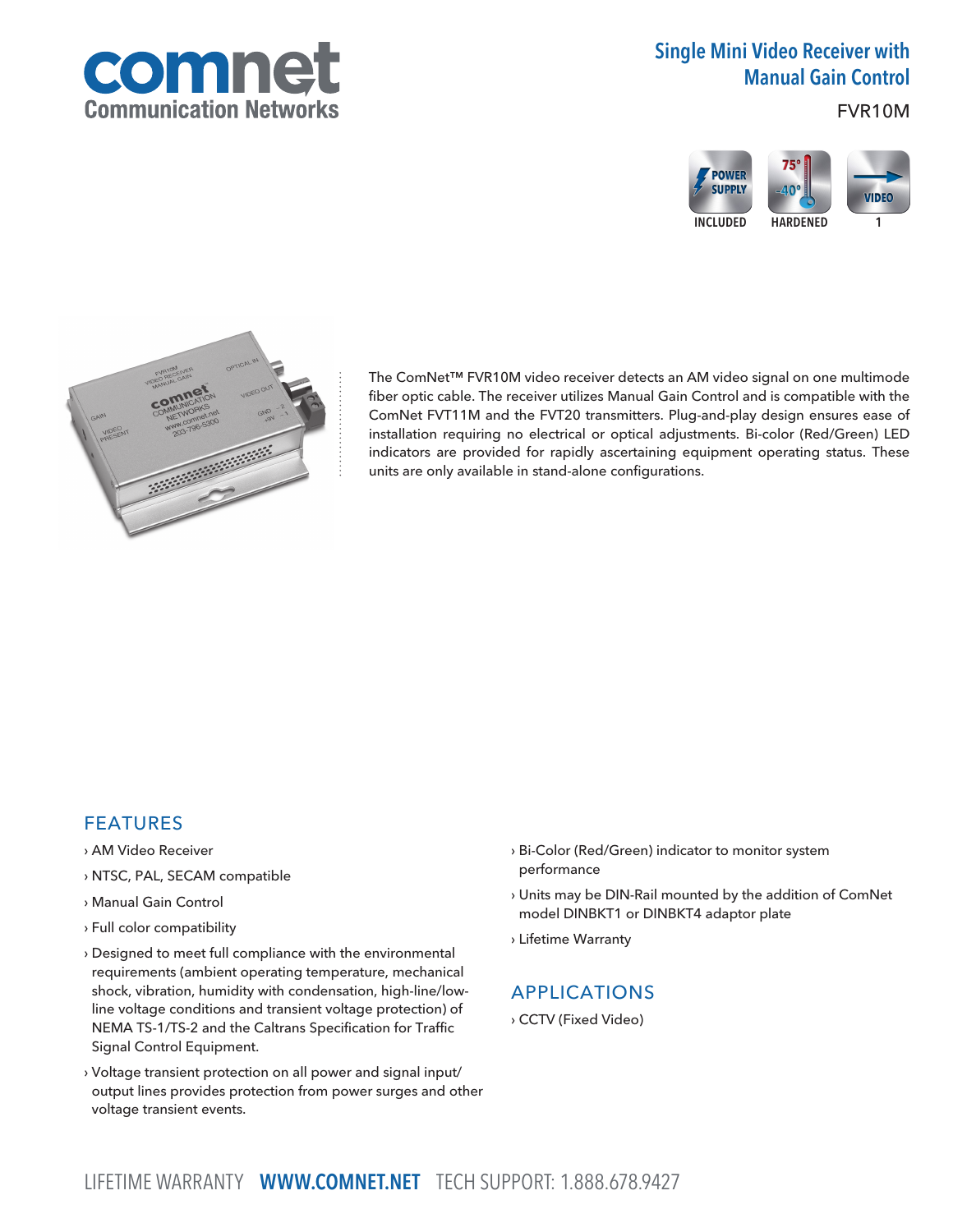# Single Mini Video Receiver with Manual Gain Control

FVR10M

POWER SUPPLY INCLUDED | HARDENED (75° / -40°) | VIDEO 1

The ComNet™ FVR10M video receiver detects an AM video signal on one multimode fiber optic cable. The receiver utilizes Manual Gain Control and is compatible with the ComNet FVT11M and the FVT20 transmitters. Plug-and-play design ensures ease of installation requiring no electrical or optical adjustments. Bi-color (Red/Green) LED indicators are provided for rapidly ascertaining equipment operating status. These units are only available in stand-alone configurations.

## FEATURES

- AM Video Receiver
- NTSC, PAL, SECAM compatible
- Manual Gain Control
- Full color compatibility
- Designed to meet full compliance with the environmental requirements (ambient operating temperature, mechanical shock, vibration, humidity with condensation, high-line/low-line voltage conditions and transient voltage protection) of NEMA TS-1/TS-2 and the Caltrans Specification for Traffic Signal Control Equipment.
- Voltage transient protection on all power and signal input/output lines provides protection from power surges and other voltage transient events.
- Bi-Color (Red/Green) indicator to monitor system performance
- Units may be DIN-Rail mounted by the addition of ComNet model DINBKT1 or DINBKT4 adaptor plate
- Lifetime Warranty

## APPLICATIONS

- CCTV (Fixed Video)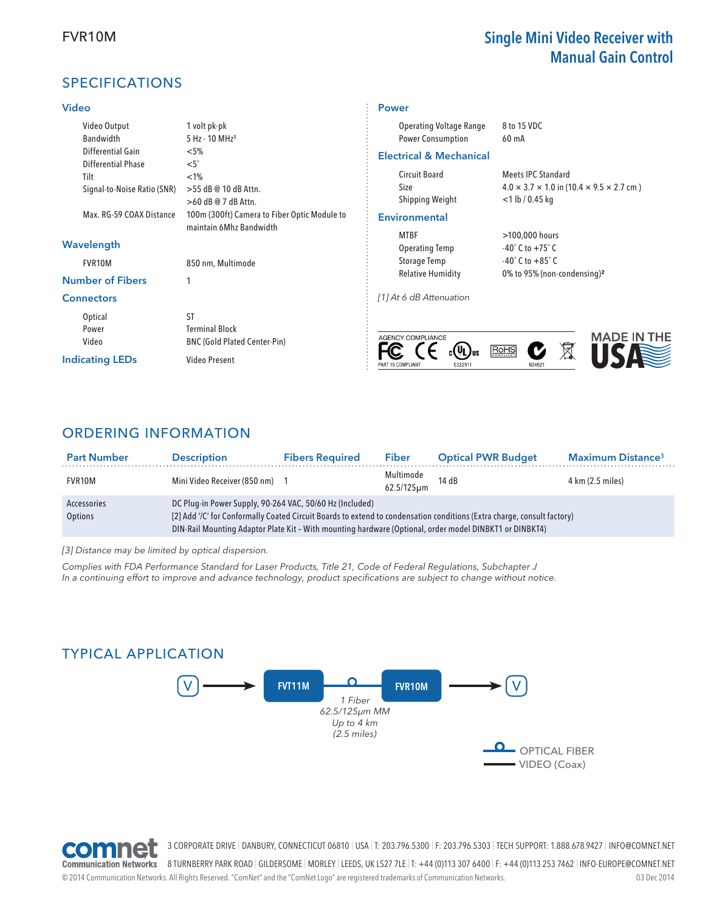FVR10M

# Single Mini Video Receiver with Manual Gain Control

## SPECIFICATIONS

### Video

| | |
|---|---|
| Video Output | 1 volt pk-pk |
| Bandwidth | 5 Hz - 10 MHz[1] |
| Differential Gain | <5% |
| Differential Phase | <5° |
| Tilt | <1% |
| Signal-to-Noise Ratio (SNR) | >55 dB @ 10 dB Attn.<br>>60 dB @ 7 dB Attn. |
| Max. RG-59 COAX Distance | 100m (300ft) Camera to Fiber Optic Module to maintain 6Mhz Bandwidth |

### Wavelength

| | |
|---|---|
| FVR10M | 850 nm, Multimode |

### Number of Fibers

1

### Connectors

| | |
|---|---|
| Optical | ST |
| Power | Terminal Block |
| Video | BNC (Gold Plated Center-Pin) |

### Indicating LEDs

Video Present

### Power

| | |
|---|---|
| Operating Voltage Range | 8 to 15 VDC |
| Power Consumption | 60 mA |

### Electrical & Mechanical

| | |
|---|---|
| Circuit Board | Meets IPC Standard |
| Size | 4.0 × 3.7 × 1.0 in (10.4 × 9.5 × 2.7 cm ) |
| Shipping Weight | <1 lb / 0.45 kg |

### Environmental

| | |
|---|---|
| MTBF | >100,000 hours |
| Operating Temp | -40° C to +75° C |
| Storage Temp | -40° C to +85° C |
| Relative Humidity | 0% to 95% (non-condensing)[2] |

*[1] At 6 dB Attenuation*

AGENCY COMPLIANCE

PART 15 COMPLIANT E322911 N24621

MADE IN THE USA

## ORDERING INFORMATION

| Part Number | Description | Fibers Required | Fiber | Optical PWR Budget | Maximum Distance[3] |
|---|---|---|---|---|---|
| FVR10M | Mini Video Receiver (850 nm) | 1 | Multimode 62.5/125µm | 14 dB | 4 km (2.5 miles) |
| Accessories<br>Options | DC Plug-in Power Supply, 90-264 VAC, 50/60 Hz (Included)<br>[2] Add '/C' for Conformally Coated Circuit Boards to extend to condensation conditions (Extra charge, consult factory)<br>DIN-Rail Mounting Adaptor Plate Kit – With mounting hardware (Optional, order model DINBKT1 or DINBKT4) | | | | |

*[3] Distance may be limited by optical dispersion.*

*Complies with FDA Performance Standard for Laser Products, Title 21, Code of Federal Regulations, Subchapter J*
*In a continuing effort to improve and advance technology, product specifications are subject to change without notice.*

## TYPICAL APPLICATION

V → FVT11M → FVR10M → V

*1 Fiber*
*62.5/125µm MM*
*Up to 4 km*
*(2.5 miles)*

OPTICAL FIBER
VIDEO (Coax)

comnet Communication Networks

3 CORPORATE DRIVE | DANBURY, CONNECTICUT 06810 | USA | T: 203.796.5300 | F: 203.796.5303 | TECH SUPPORT: 1.888.678.9427 | INFO@COMNET.NET
8 TURNBERRY PARK ROAD | GILDERSOME | MORLEY | LEEDS, UK LS27 7LE | T: +44 (0)113 307 6400 | F: +44 (0)113 253 7462 | INFO-EUROPE@COMNET.NET
© 2014 Communication Networks. All Rights Reserved. "ComNet" and the "ComNet Logo" are registered trademarks of Communication Networks. 03 Dec 2014